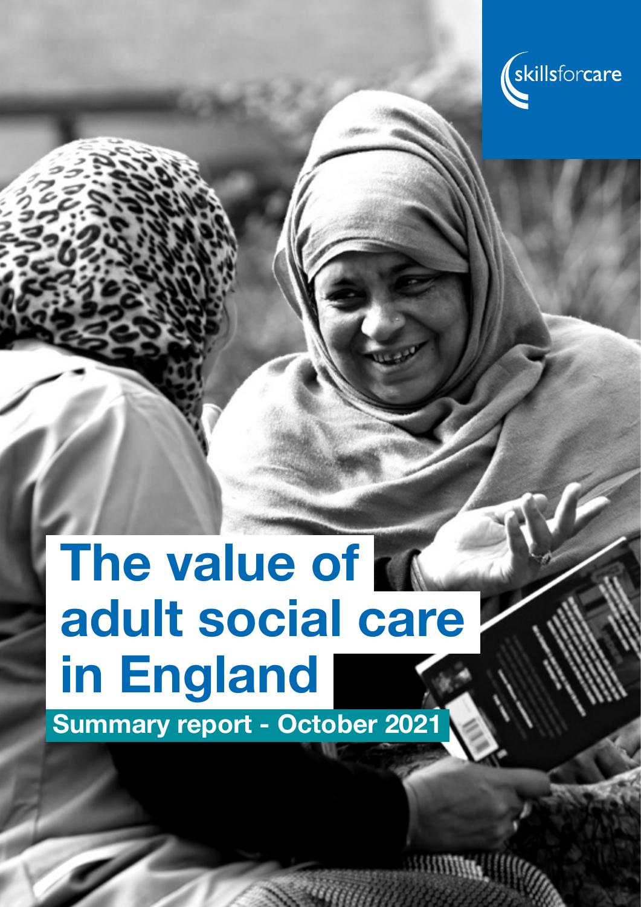skillsforcare

# The value of adult social care in England

## Summary report - October 2021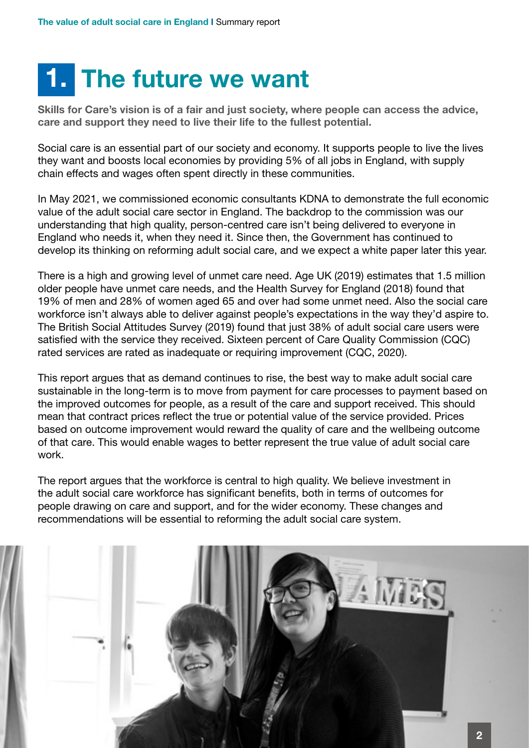# 1. The future we want

**Skills for Care's vision is of a fair and just society, where people can access the advice, care and support they need to live their life to the fullest potential.**

Social care is an essential part of our society and economy. It supports people to live the lives they want and boosts local economies by providing 5% of all jobs in England, with supply chain effects and wages often spent directly in these communities.

In May 2021, we commissioned economic consultants KDNA to demonstrate the full economic value of the adult social care sector in England. The backdrop to the commission was our understanding that high quality, person-centred care isn't being delivered to everyone in England who needs it, when they need it. Since then, the Government has continued to develop its thinking on reforming adult social care, and we expect a white paper later this year.

There is a high and growing level of unmet care need. Age UK (2019) estimates that 1.5 million older people have unmet care needs, and the Health Survey for England (2018) found that 19% of men and 28% of women aged 65 and over had some unmet need. Also the social care workforce isn't always able to deliver against people's expectations in the way they'd aspire to. The British Social Attitudes Survey (2019) found that just 38% of adult social care users were satisfied with the service they received. Sixteen percent of Care Quality Commission (CQC) rated services are rated as inadequate or requiring improvement (CQC, 2020).

This report argues that as demand continues to rise, the best way to make adult social care sustainable in the long-term is to move from payment for care processes to payment based on the improved outcomes for people, as a result of the care and support received. This should mean that contract prices reflect the true or potential value of the service provided. Prices based on outcome improvement would reward the quality of care and the wellbeing outcome of that care. This would enable wages to better represent the true value of adult social care work.

The report argues that the workforce is central to high quality. We believe investment in the adult social care workforce has significant benefits, both in terms of outcomes for people drawing on care and support, and for the wider economy. These changes and recommendations will be essential to reforming the adult social care system.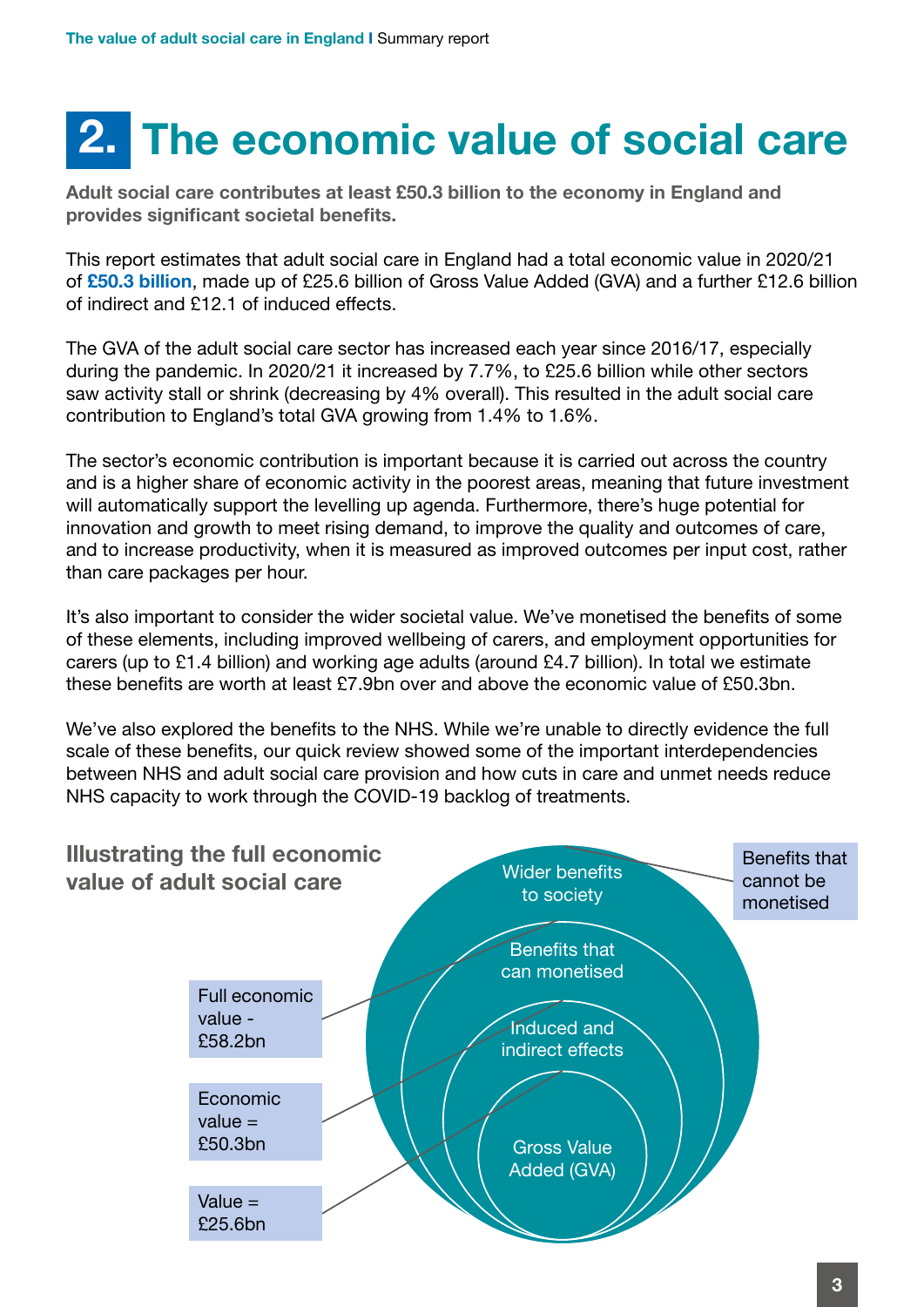# 2. The economic value of social care

**Adult social care contributes at least £50.3 billion to the economy in England and provides significant societal benefits.**

This report estimates that adult social care in England had a total economic value in 2020/21 of **£50.3 billion**, made up of £25.6 billion of Gross Value Added (GVA) and a further £12.6 billion of indirect and £12.1 of induced effects.

The GVA of the adult social care sector has increased each year since 2016/17, especially during the pandemic. In 2020/21 it increased by 7.7%, to £25.6 billion while other sectors saw activity stall or shrink (decreasing by 4% overall). This resulted in the adult social care contribution to England's total GVA growing from 1.4% to 1.6%.

The sector's economic contribution is important because it is carried out across the country and is a higher share of economic activity in the poorest areas, meaning that future investment will automatically support the levelling up agenda. Furthermore, there's huge potential for innovation and growth to meet rising demand, to improve the quality and outcomes of care, and to increase productivity, when it is measured as improved outcomes per input cost, rather than care packages per hour.

It's also important to consider the wider societal value. We've monetised the benefits of some of these elements, including improved wellbeing of carers, and employment opportunities for carers (up to £1.4 billion) and working age adults (around £4.7 billion). In total we estimate these benefits are worth at least £7.9bn over and above the economic value of £50.3bn.

We've also explored the benefits to the NHS. While we're unable to directly evidence the full scale of these benefits, our quick review showed some of the important interdependencies between NHS and adult social care provision and how cuts in care and unmet needs reduce NHS capacity to work through the COVID-19 backlog of treatments.

### Illustrating the full economic value of adult social care

- Wider benefits to society — Benefits that cannot be monetised
- Benefits that can monetised — Full economic value - £58.2bn
- Induced and indirect effects — Economic value = £50.3bn
- Gross Value Added (GVA) — Value = £25.6bn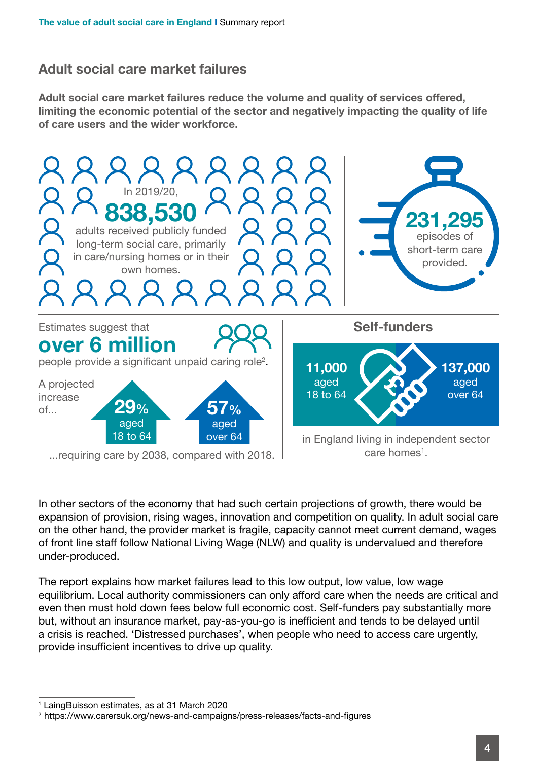## Adult social care market failures

**Adult social care market failures reduce the volume and quality of services offered, limiting the economic potential of the sector and negatively impacting the quality of life of care users and the wider workforce.**

In 2019/20, **838,530** adults received publicly funded long-term social care, primarily in care/nursing homes or in their own homes.

**231,295** episodes of short-term care provided.

Estimates suggest that **over 6 million** people provide a significant unpaid caring role[2].

A projected increase of... **29%** aged 18 to 64, **57%** aged over 64 ...requiring care by 2038, compared with 2018.

**Self-funders**

**11,000** aged 18 to 64, **137,000** aged over 64 in England living in independent sector care homes[1].

In other sectors of the economy that had such certain projections of growth, there would be expansion of provision, rising wages, innovation and competition on quality. In adult social care on the other hand, the provider market is fragile, capacity cannot meet current demand, wages of front line staff follow National Living Wage (NLW) and quality is undervalued and therefore under-produced.

The report explains how market failures lead to this low output, low value, low wage equilibrium. Local authority commissioners can only afford care when the needs are critical and even then must hold down fees below full economic cost. Self-funders pay substantially more but, without an insurance market, pay-as-you-go is inefficient and tends to be delayed until a crisis is reached. 'Distressed purchases', when people who need to access care urgently, provide insufficient incentives to drive up quality.

[1] LaingBuisson estimates, as at 31 March 2020

[2] https://www.carersuk.org/news-and-campaigns/press-releases/facts-and-figures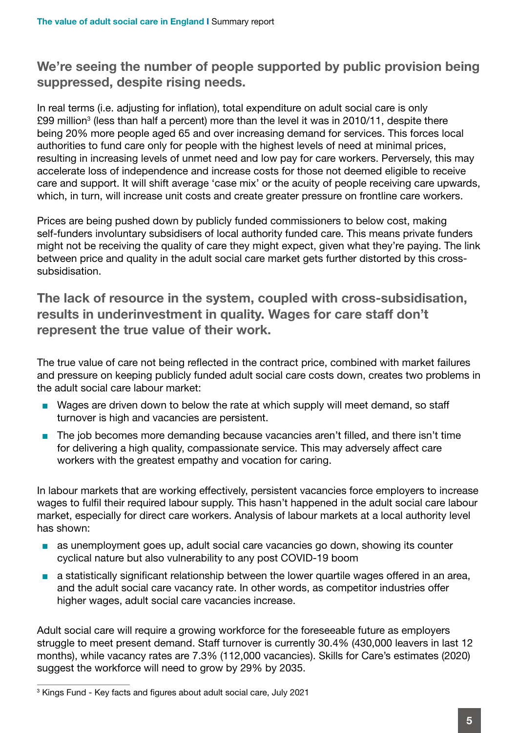## We're seeing the number of people supported by public provision being suppressed, despite rising needs.

In real terms (i.e. adjusting for inflation), total expenditure on adult social care is only £99 million[3] (less than half a percent) more than the level it was in 2010/11, despite there being 20% more people aged 65 and over increasing demand for services. This forces local authorities to fund care only for people with the highest levels of need at minimal prices, resulting in increasing levels of unmet need and low pay for care workers. Perversely, this may accelerate loss of independence and increase costs for those not deemed eligible to receive care and support. It will shift average 'case mix' or the acuity of people receiving care upwards, which, in turn, will increase unit costs and create greater pressure on frontline care workers.

Prices are being pushed down by publicly funded commissioners to below cost, making self-funders involuntary subsidisers of local authority funded care. This means private funders might not be receiving the quality of care they might expect, given what they're paying. The link between price and quality in the adult social care market gets further distorted by this cross-subsidisation.

## The lack of resource in the system, coupled with cross-subsidisation, results in underinvestment in quality. Wages for care staff don't represent the true value of their work.

The true value of care not being reflected in the contract price, combined with market failures and pressure on keeping publicly funded adult social care costs down, creates two problems in the adult social care labour market:

- Wages are driven down to below the rate at which supply will meet demand, so staff turnover is high and vacancies are persistent.
- The job becomes more demanding because vacancies aren't filled, and there isn't time for delivering a high quality, compassionate service. This may adversely affect care workers with the greatest empathy and vocation for caring.

In labour markets that are working effectively, persistent vacancies force employers to increase wages to fulfil their required labour supply. This hasn't happened in the adult social care labour market, especially for direct care workers. Analysis of labour markets at a local authority level has shown:

- as unemployment goes up, adult social care vacancies go down, showing its counter cyclical nature but also vulnerability to any post COVID-19 boom
- a statistically significant relationship between the lower quartile wages offered in an area, and the adult social care vacancy rate. In other words, as competitor industries offer higher wages, adult social care vacancies increase.

Adult social care will require a growing workforce for the foreseeable future as employers struggle to meet present demand. Staff turnover is currently 30.4% (430,000 leavers in last 12 months), while vacancy rates are 7.3% (112,000 vacancies). Skills for Care's estimates (2020) suggest the workforce will need to grow by 29% by 2035.

[3] Kings Fund - Key facts and figures about adult social care, July 2021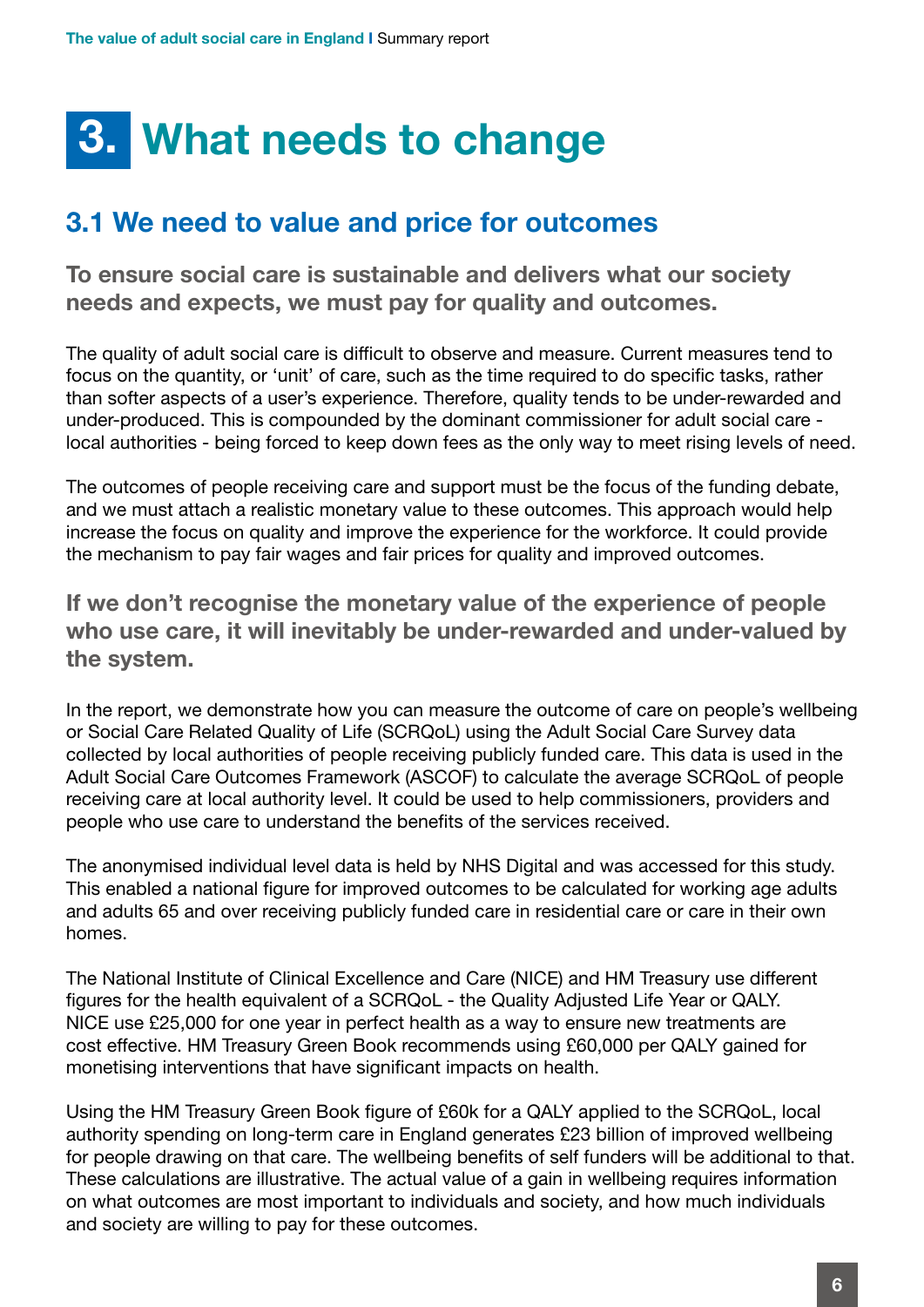# 3. What needs to change

## 3.1 We need to value and price for outcomes

**To ensure social care is sustainable and delivers what our society needs and expects, we must pay for quality and outcomes.**

The quality of adult social care is difficult to observe and measure. Current measures tend to focus on the quantity, or 'unit' of care, such as the time required to do specific tasks, rather than softer aspects of a user's experience. Therefore, quality tends to be under-rewarded and under-produced. This is compounded by the dominant commissioner for adult social care - local authorities - being forced to keep down fees as the only way to meet rising levels of need.

The outcomes of people receiving care and support must be the focus of the funding debate, and we must attach a realistic monetary value to these outcomes. This approach would help increase the focus on quality and improve the experience for the workforce. It could provide the mechanism to pay fair wages and fair prices for quality and improved outcomes.

**If we don't recognise the monetary value of the experience of people who use care, it will inevitably be under-rewarded and under-valued by the system.**

In the report, we demonstrate how you can measure the outcome of care on people's wellbeing or Social Care Related Quality of Life (SCRQoL) using the Adult Social Care Survey data collected by local authorities of people receiving publicly funded care. This data is used in the Adult Social Care Outcomes Framework (ASCOF) to calculate the average SCRQoL of people receiving care at local authority level. It could be used to help commissioners, providers and people who use care to understand the benefits of the services received.

The anonymised individual level data is held by NHS Digital and was accessed for this study. This enabled a national figure for improved outcomes to be calculated for working age adults and adults 65 and over receiving publicly funded care in residential care or care in their own homes.

The National Institute of Clinical Excellence and Care (NICE) and HM Treasury use different figures for the health equivalent of a SCRQoL - the Quality Adjusted Life Year or QALY. NICE use £25,000 for one year in perfect health as a way to ensure new treatments are cost effective. HM Treasury Green Book recommends using £60,000 per QALY gained for monetising interventions that have significant impacts on health.

Using the HM Treasury Green Book figure of £60k for a QALY applied to the SCRQoL, local authority spending on long-term care in England generates £23 billion of improved wellbeing for people drawing on that care. The wellbeing benefits of self funders will be additional to that. These calculations are illustrative. The actual value of a gain in wellbeing requires information on what outcomes are most important to individuals and society, and how much individuals and society are willing to pay for these outcomes.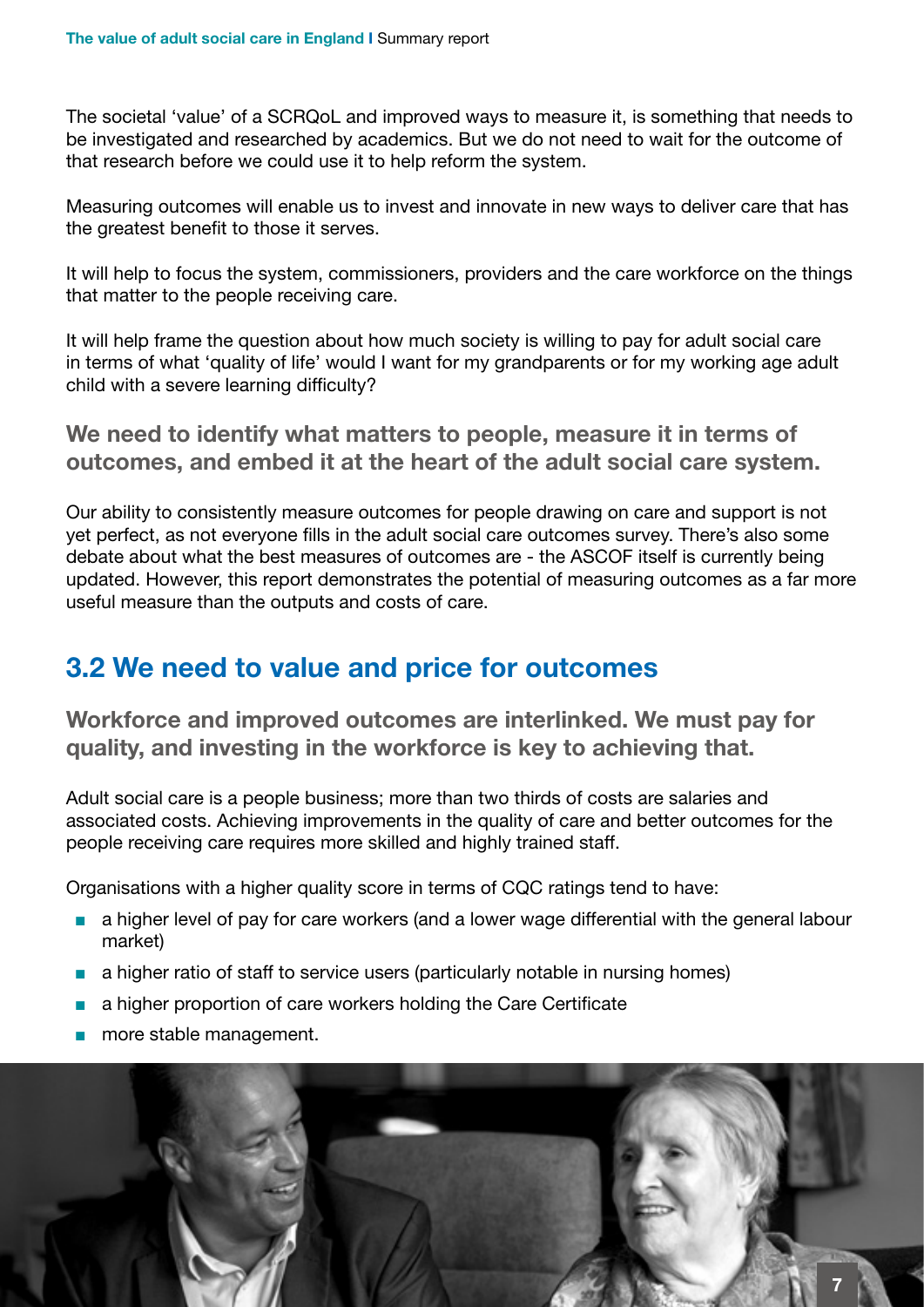The societal 'value' of a SCRQoL and improved ways to measure it, is something that needs to be investigated and researched by academics. But we do not need to wait for the outcome of that research before we could use it to help reform the system.

Measuring outcomes will enable us to invest and innovate in new ways to deliver care that has the greatest benefit to those it serves.

It will help to focus the system, commissioners, providers and the care workforce on the things that matter to the people receiving care.

It will help frame the question about how much society is willing to pay for adult social care in terms of what 'quality of life' would I want for my grandparents or for my working age adult child with a severe learning difficulty?

**We need to identify what matters to people, measure it in terms of outcomes, and embed it at the heart of the adult social care system.**

Our ability to consistently measure outcomes for people drawing on care and support is not yet perfect, as not everyone fills in the adult social care outcomes survey. There's also some debate about what the best measures of outcomes are - the ASCOF itself is currently being updated. However, this report demonstrates the potential of measuring outcomes as a far more useful measure than the outputs and costs of care.

## 3.2 We need to value and price for outcomes

**Workforce and improved outcomes are interlinked. We must pay for quality, and investing in the workforce is key to achieving that.**

Adult social care is a people business; more than two thirds of costs are salaries and associated costs. Achieving improvements in the quality of care and better outcomes for the people receiving care requires more skilled and highly trained staff.

Organisations with a higher quality score in terms of CQC ratings tend to have:

- a higher level of pay for care workers (and a lower wage differential with the general labour market)
- a higher ratio of staff to service users (particularly notable in nursing homes)
- a higher proportion of care workers holding the Care Certificate
- more stable management.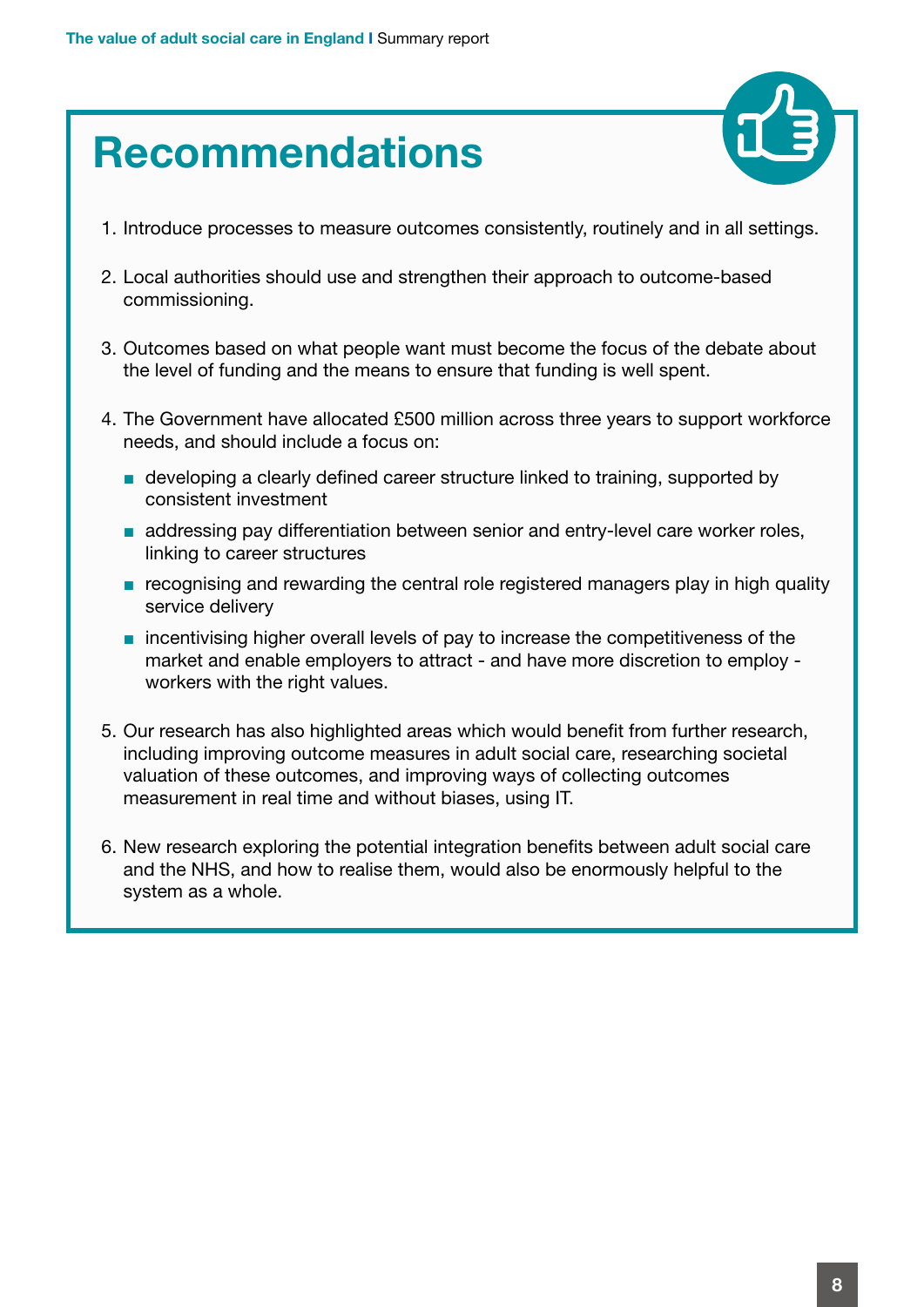# Recommendations

1. Introduce processes to measure outcomes consistently, routinely and in all settings.
2. Local authorities should use and strengthen their approach to outcome-based commissioning.
3. Outcomes based on what people want must become the focus of the debate about the level of funding and the means to ensure that funding is well spent.
4. The Government have allocated £500 million across three years to support workforce needs, and should include a focus on:
   - developing a clearly defined career structure linked to training, supported by consistent investment
   - addressing pay differentiation between senior and entry-level care worker roles, linking to career structures
   - recognising and rewarding the central role registered managers play in high quality service delivery
   - incentivising higher overall levels of pay to increase the competitiveness of the market and enable employers to attract - and have more discretion to employ - workers with the right values.
5. Our research has also highlighted areas which would benefit from further research, including improving outcome measures in adult social care, researching societal valuation of these outcomes, and improving ways of collecting outcomes measurement in real time and without biases, using IT.
6. New research exploring the potential integration benefits between adult social care and the NHS, and how to realise them, would also be enormously helpful to the system as a whole.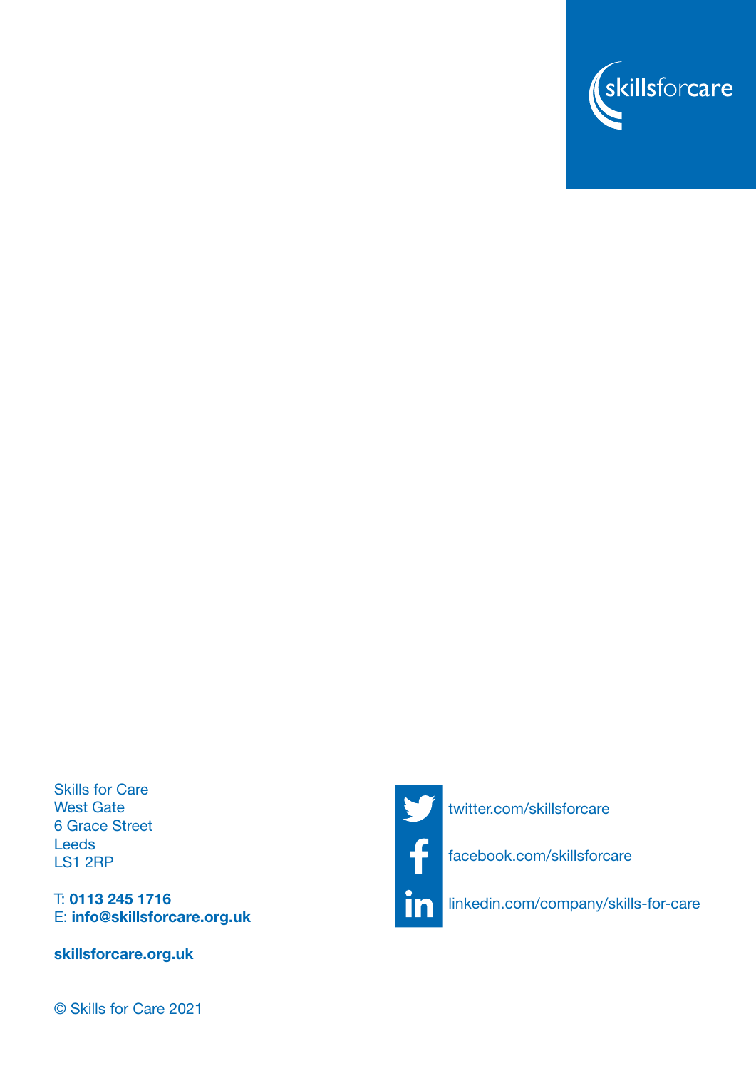skillsforcare

Skills for Care
West Gate
6 Grace Street
Leeds
LS1 2RP

T: **0113 245 1716**
E: **info@skillsforcare.org.uk**

**skillsforcare.org.uk**

twitter.com/skillsforcare

facebook.com/skillsforcare

linkedin.com/company/skills-for-care

© Skills for Care 2021